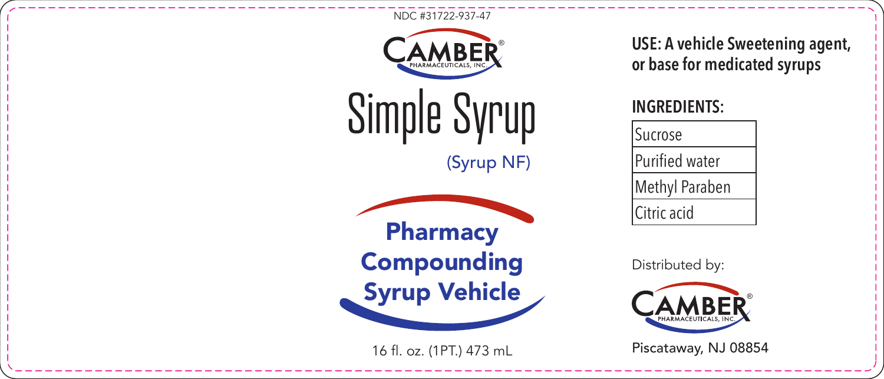NDC #31722-937-47

CAMBER® PHARMACEUTICALS, INC.

# Simple Syrup

(Syrup NF)

**Pharmacy Compounding Syrup Vehicle**

16 fl. oz. (1PT.) 473 mL

**USE: A vehicle Sweetening agent, or base for medicated syrups**

## INGREDIENTS:

| Sucrose |
| --- |
| Purified water |
| Methyl Paraben |
| Citric acid |

Distributed by:

CAMBER® PHARMACEUTICALS, INC.

Piscataway, NJ 08854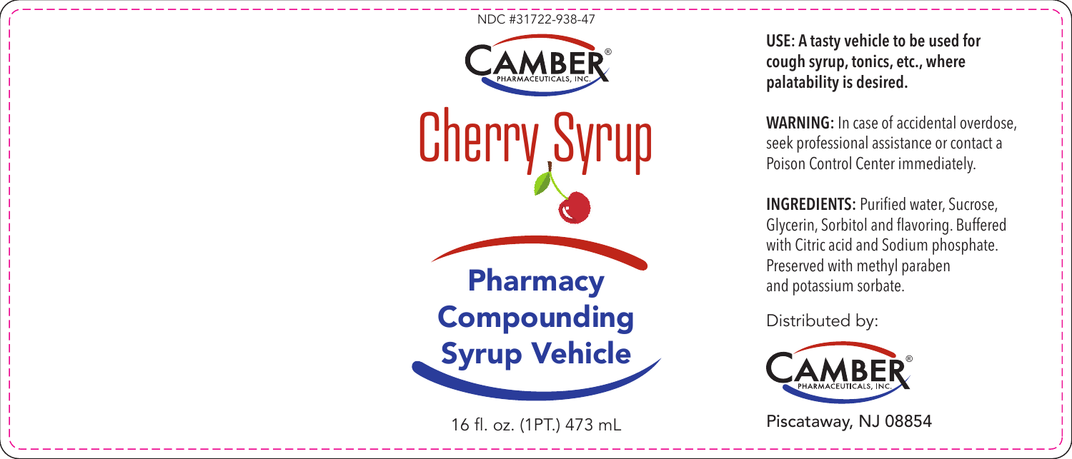NDC #31722-938-47

CAMBER®
PHARMACEUTICALS, INC.

# Cherry Syrup

## Pharmacy Compounding Syrup Vehicle

16 fl. oz. (1PT.) 473 mL

**USE: A tasty vehicle to be used for cough syrup, tonics, etc., where palatability is desired.**

**WARNING:** In case of accidental overdose, seek professional assistance or contact a Poison Control Center immediately.

**INGREDIENTS:** Purified water, Sucrose, Glycerin, Sorbitol and flavoring. Buffered with Citric acid and Sodium phosphate. Preserved with methyl paraben and potassium sorbate.

Distributed by:

CAMBER®
PHARMACEUTICALS, INC.

Piscataway, NJ 08854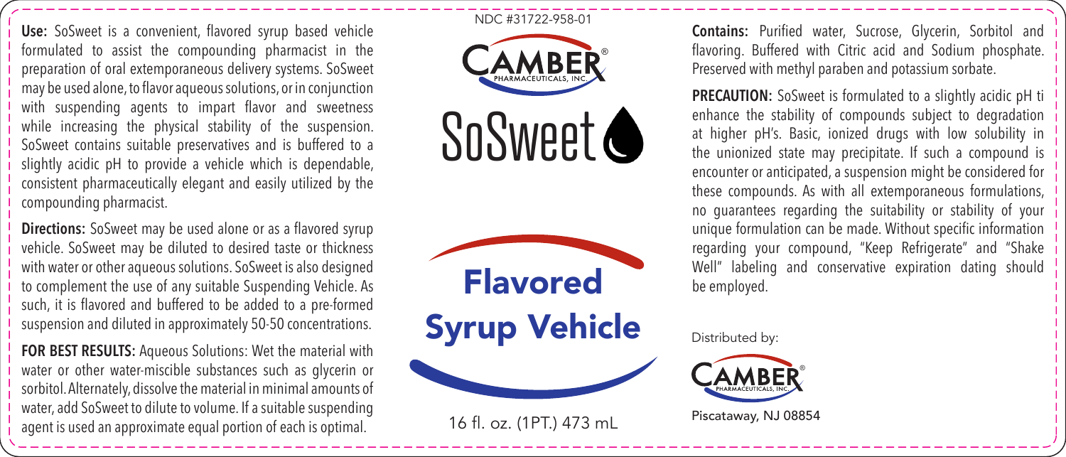NDC #31722-958-01

CAMBER PHARMACEUTICALS, INC.

# SoSweet

## Flavored Syrup Vehicle

16 fl. oz. (1PT.) 473 mL

**Use:** SoSweet is a convenient, flavored syrup based vehicle formulated to assist the compounding pharmacist in the preparation of oral extemporaneous delivery systems. SoSweet may be used alone, to flavor aqueous solutions, or in conjunction with suspending agents to impart flavor and sweetness while increasing the physical stability of the suspension. SoSweet contains suitable preservatives and is buffered to a slightly acidic pH to provide a vehicle which is dependable, consistent pharmaceutically elegant and easily utilized by the compounding pharmacist.

**Directions:** SoSweet may be used alone or as a flavored syrup vehicle. SoSweet may be diluted to desired taste or thickness with water or other aqueous solutions. SoSweet is also designed to complement the use of any suitable Suspending Vehicle. As such, it is flavored and buffered to be added to a pre-formed suspension and diluted in approximately 50-50 concentrations.

**FOR BEST RESULTS:** Aqueous Solutions: Wet the material with water or other water-miscible substances such as glycerin or sorbitol. Alternately, dissolve the material in minimal amounts of water, add SoSweet to dilute to volume. If a suitable suspending agent is used an approximate equal portion of each is optimal.

**Contains:** Purified water, Sucrose, Glycerin, Sorbitol and flavoring. Buffered with Citric acid and Sodium phosphate. Preserved with methyl paraben and potassium sorbate.

**PRECAUTION:** SoSweet is formulated to a slightly acidic pH ti enhance the stability of compounds subject to degradation at higher pH's. Basic, ionized drugs with low solubility in the unionized state may precipitate. If such a compound is encounter or anticipated, a suspension might be considered for these compounds. As with all extemporaneous formulations, no guarantees regarding the suitability or stability of your unique formulation can be made. Without specific information regarding your compound, "Keep Refrigerate" and "Shake Well" labeling and conservative expiration dating should be employed.

Distributed by:

CAMBER PHARMACEUTICALS, INC.

Piscataway, NJ 08854